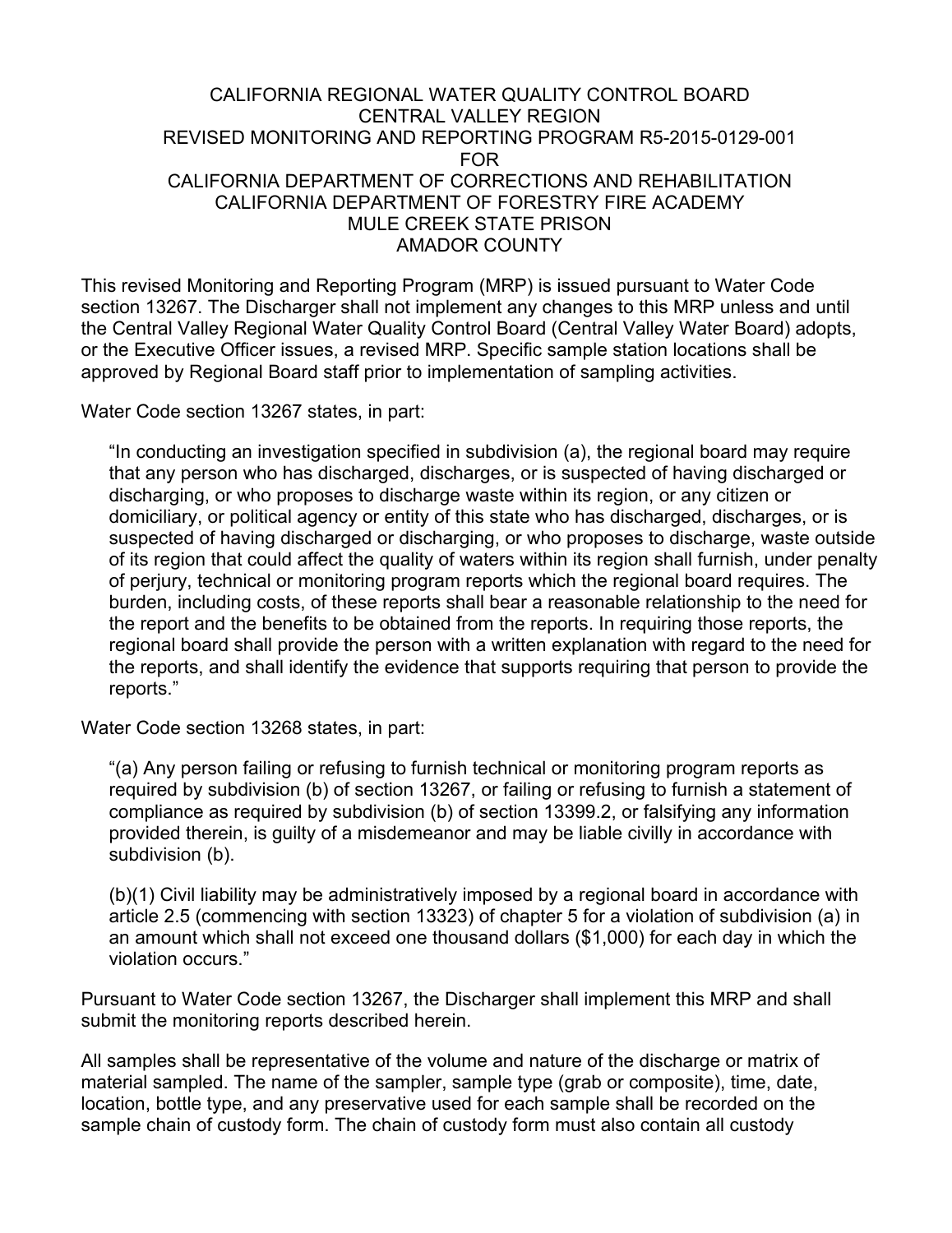# CALIFORNIA REGIONAL WATER QUALITY CONTROL BOARD
# CENTRAL VALLEY REGION
# REVISED MONITORING AND REPORTING PROGRAM R5-2015-0129-001
# FOR
# CALIFORNIA DEPARTMENT OF CORRECTIONS AND REHABILITATION
# CALIFORNIA DEPARTMENT OF FORESTRY FIRE ACADEMY
# MULE CREEK STATE PRISON
# AMADOR COUNTY

This revised Monitoring and Reporting Program (MRP) is issued pursuant to Water Code section 13267. The Discharger shall not implement any changes to this MRP unless and until the Central Valley Regional Water Quality Control Board (Central Valley Water Board) adopts, or the Executive Officer issues, a revised MRP. Specific sample station locations shall be approved by Regional Board staff prior to implementation of sampling activities.

Water Code section 13267 states, in part:

> "In conducting an investigation specified in subdivision (a), the regional board may require that any person who has discharged, discharges, or is suspected of having discharged or discharging, or who proposes to discharge waste within its region, or any citizen or domiciliary, or political agency or entity of this state who has discharged, discharges, or is suspected of having discharged or discharging, or who proposes to discharge, waste outside of its region that could affect the quality of waters within its region shall furnish, under penalty of perjury, technical or monitoring program reports which the regional board requires. The burden, including costs, of these reports shall bear a reasonable relationship to the need for the report and the benefits to be obtained from the reports. In requiring those reports, the regional board shall provide the person with a written explanation with regard to the need for the reports, and shall identify the evidence that supports requiring that person to provide the reports."

Water Code section 13268 states, in part:

> "(a) Any person failing or refusing to furnish technical or monitoring program reports as required by subdivision (b) of section 13267, or failing or refusing to furnish a statement of compliance as required by subdivision (b) of section 13399.2, or falsifying any information provided therein, is guilty of a misdemeanor and may be liable civilly in accordance with subdivision (b).
>
> (b)(1) Civil liability may be administratively imposed by a regional board in accordance with article 2.5 (commencing with section 13323) of chapter 5 for a violation of subdivision (a) in an amount which shall not exceed one thousand dollars ($1,000) for each day in which the violation occurs."

Pursuant to Water Code section 13267, the Discharger shall implement this MRP and shall submit the monitoring reports described herein.

All samples shall be representative of the volume and nature of the discharge or matrix of material sampled. The name of the sampler, sample type (grab or composite), time, date, location, bottle type, and any preservative used for each sample shall be recorded on the sample chain of custody form. The chain of custody form must also contain all custody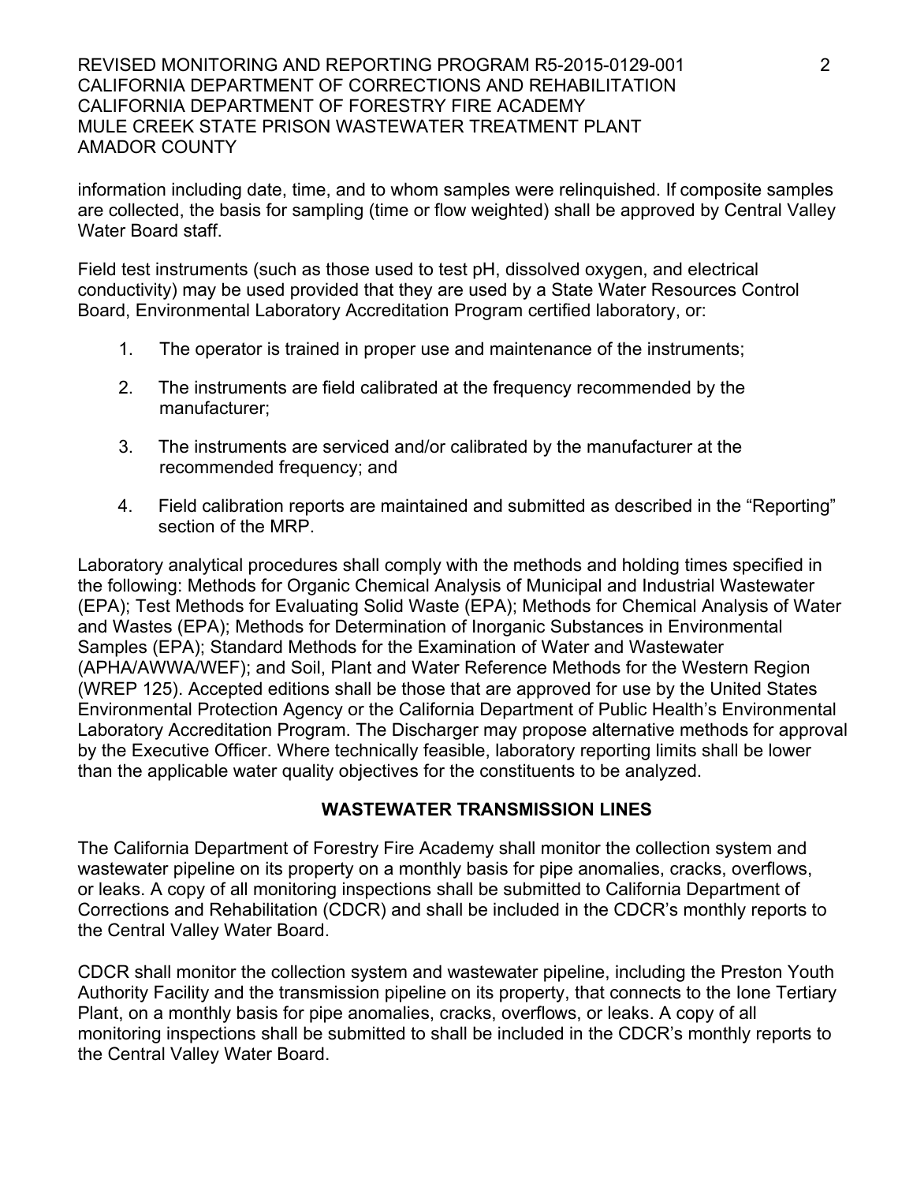information including date, time, and to whom samples were relinquished. If composite samples are collected, the basis for sampling (time or flow weighted) shall be approved by Central Valley Water Board staff.

Field test instruments (such as those used to test pH, dissolved oxygen, and electrical conductivity) may be used provided that they are used by a State Water Resources Control Board, Environmental Laboratory Accreditation Program certified laboratory, or:

1. The operator is trained in proper use and maintenance of the instruments;
2. The instruments are field calibrated at the frequency recommended by the manufacturer;
3. The instruments are serviced and/or calibrated by the manufacturer at the recommended frequency; and
4. Field calibration reports are maintained and submitted as described in the "Reporting" section of the MRP.

Laboratory analytical procedures shall comply with the methods and holding times specified in the following: Methods for Organic Chemical Analysis of Municipal and Industrial Wastewater (EPA); Test Methods for Evaluating Solid Waste (EPA); Methods for Chemical Analysis of Water and Wastes (EPA); Methods for Determination of Inorganic Substances in Environmental Samples (EPA); Standard Methods for the Examination of Water and Wastewater (APHA/AWWA/WEF); and Soil, Plant and Water Reference Methods for the Western Region (WREP 125). Accepted editions shall be those that are approved for use by the United States Environmental Protection Agency or the California Department of Public Health's Environmental Laboratory Accreditation Program. The Discharger may propose alternative methods for approval by the Executive Officer. Where technically feasible, laboratory reporting limits shall be lower than the applicable water quality objectives for the constituents to be analyzed.

## WASTEWATER TRANSMISSION LINES

The California Department of Forestry Fire Academy shall monitor the collection system and wastewater pipeline on its property on a monthly basis for pipe anomalies, cracks, overflows, or leaks. A copy of all monitoring inspections shall be submitted to California Department of Corrections and Rehabilitation (CDCR) and shall be included in the CDCR's monthly reports to the Central Valley Water Board.

CDCR shall monitor the collection system and wastewater pipeline, including the Preston Youth Authority Facility and the transmission pipeline on its property, that connects to the Ione Tertiary Plant, on a monthly basis for pipe anomalies, cracks, overflows, or leaks. A copy of all monitoring inspections shall be submitted to shall be included in the CDCR's monthly reports to the Central Valley Water Board.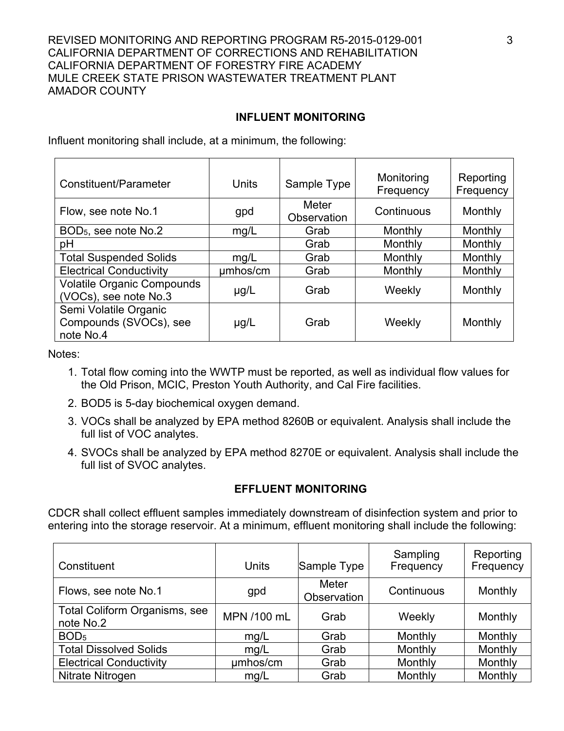## INFLUENT MONITORING

Influent monitoring shall include, at a minimum, the following:

| Constituent/Parameter | Units | Sample Type | Monitoring Frequency | Reporting Frequency |
|---|---|---|---|---|
| Flow, see note No.1 | gpd | Meter Observation | Continuous | Monthly |
| $BOD_5$, see note No.2 | mg/L | Grab | Monthly | Monthly |
| pH | | Grab | Monthly | Monthly |
| Total Suspended Solids | mg/L | Grab | Monthly | Monthly |
| Electrical Conductivity | µmhos/cm | Grab | Monthly | Monthly |
| Volatile Organic Compounds (VOCs), see note No.3 | µg/L | Grab | Weekly | Monthly |
| Semi Volatile Organic Compounds (SVOCs), see note No.4 | µg/L | Grab | Weekly | Monthly |

Notes:

1. Total flow coming into the WWTP must be reported, as well as individual flow values for the Old Prison, MCIC, Preston Youth Authority, and Cal Fire facilities.
2. BOD5 is 5-day biochemical oxygen demand.
3. VOCs shall be analyzed by EPA method 8260B or equivalent. Analysis shall include the full list of VOC analytes.
4. SVOCs shall be analyzed by EPA method 8270E or equivalent. Analysis shall include the full list of SVOC analytes.

## EFFLUENT MONITORING

CDCR shall collect effluent samples immediately downstream of disinfection system and prior to entering into the storage reservoir. At a minimum, effluent monitoring shall include the following:

| Constituent | Units | Sample Type | Sampling Frequency | Reporting Frequency |
|---|---|---|---|---|
| Flows, see note No.1 | gpd | Meter Observation | Continuous | Monthly |
| Total Coliform Organisms, see note No.2 | MPN /100 mL | Grab | Weekly | Monthly |
| $BOD_5$ | mg/L | Grab | Monthly | Monthly |
| Total Dissolved Solids | mg/L | Grab | Monthly | Monthly |
| Electrical Conductivity | µmhos/cm | Grab | Monthly | Monthly |
| Nitrate Nitrogen | mg/L | Grab | Monthly | Monthly |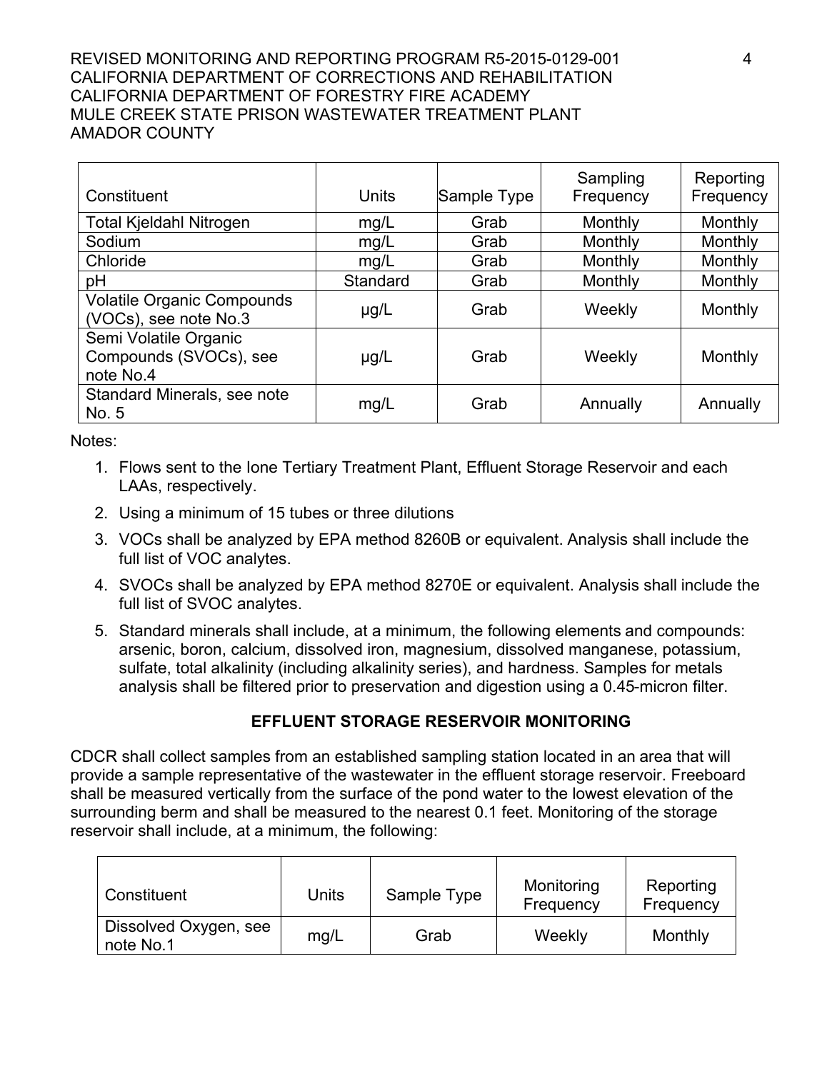| Constituent | Units | Sample Type | Sampling Frequency | Reporting Frequency |
|---|---|---|---|---|
| Total Kjeldahl Nitrogen | mg/L | Grab | Monthly | Monthly |
| Sodium | mg/L | Grab | Monthly | Monthly |
| Chloride | mg/L | Grab | Monthly | Monthly |
| pH | Standard | Grab | Monthly | Monthly |
| Volatile Organic Compounds (VOCs), see note No.3 | µg/L | Grab | Weekly | Monthly |
| Semi Volatile Organic Compounds (SVOCs), see note No.4 | µg/L | Grab | Weekly | Monthly |
| Standard Minerals, see note No. 5 | mg/L | Grab | Annually | Annually |

Notes:

1. Flows sent to the Ione Tertiary Treatment Plant, Effluent Storage Reservoir and each LAAs, respectively.
2. Using a minimum of 15 tubes or three dilutions
3. VOCs shall be analyzed by EPA method 8260B or equivalent. Analysis shall include the full list of VOC analytes.
4. SVOCs shall be analyzed by EPA method 8270E or equivalent. Analysis shall include the full list of SVOC analytes.
5. Standard minerals shall include, at a minimum, the following elements and compounds: arsenic, boron, calcium, dissolved iron, magnesium, dissolved manganese, potassium, sulfate, total alkalinity (including alkalinity series), and hardness. Samples for metals analysis shall be filtered prior to preservation and digestion using a 0.45-micron filter.

## EFFLUENT STORAGE RESERVOIR MONITORING

CDCR shall collect samples from an established sampling station located in an area that will provide a sample representative of the wastewater in the effluent storage reservoir. Freeboard shall be measured vertically from the surface of the pond water to the lowest elevation of the surrounding berm and shall be measured to the nearest 0.1 feet. Monitoring of the storage reservoir shall include, at a minimum, the following:

| Constituent | Units | Sample Type | Monitoring Frequency | Reporting Frequency |
|---|---|---|---|---|
| Dissolved Oxygen, see note No.1 | mg/L | Grab | Weekly | Monthly |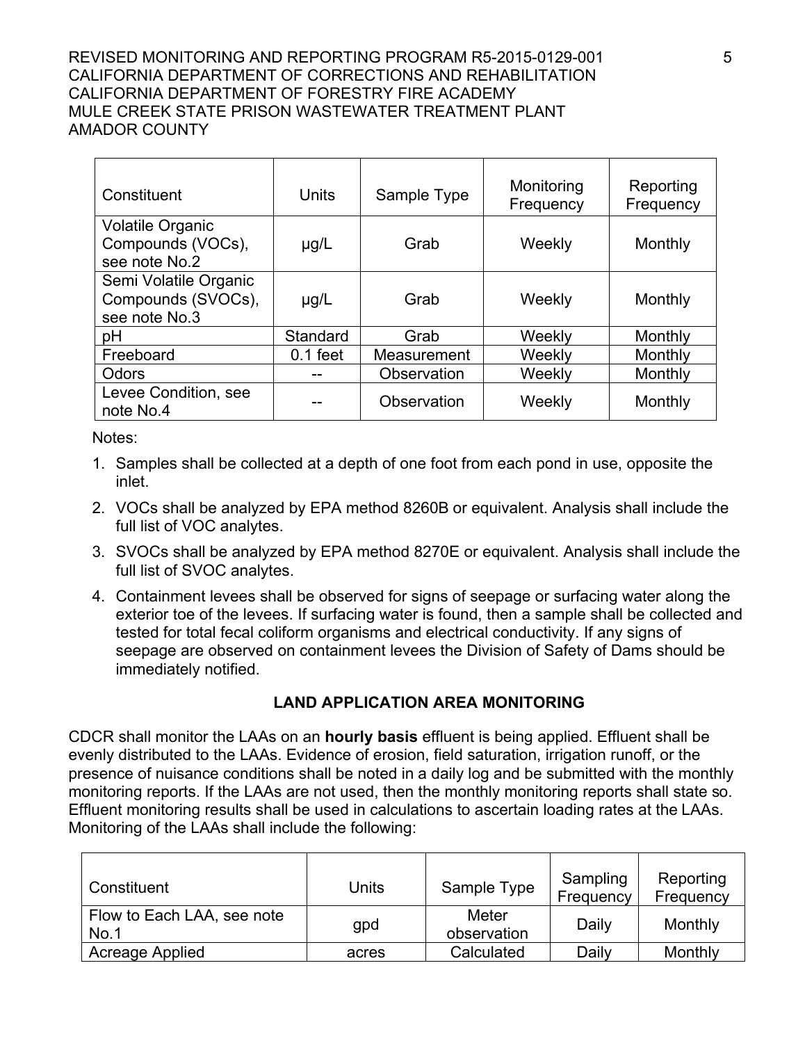| Constituent | Units | Sample Type | Monitoring Frequency | Reporting Frequency |
|---|---|---|---|---|
| Volatile Organic Compounds (VOCs), see note No.2 | μg/L | Grab | Weekly | Monthly |
| Semi Volatile Organic Compounds (SVOCs), see note No.3 | μg/L | Grab | Weekly | Monthly |
| pH | Standard | Grab | Weekly | Monthly |
| Freeboard | 0.1 feet | Measurement | Weekly | Monthly |
| Odors | -- | Observation | Weekly | Monthly |
| Levee Condition, see note No.4 | -- | Observation | Weekly | Monthly |

Notes:

1. Samples shall be collected at a depth of one foot from each pond in use, opposite the inlet.
2. VOCs shall be analyzed by EPA method 8260B or equivalent. Analysis shall include the full list of VOC analytes.
3. SVOCs shall be analyzed by EPA method 8270E or equivalent. Analysis shall include the full list of SVOC analytes.
4. Containment levees shall be observed for signs of seepage or surfacing water along the exterior toe of the levees. If surfacing water is found, then a sample shall be collected and tested for total fecal coliform organisms and electrical conductivity. If any signs of seepage are observed on containment levees the Division of Safety of Dams should be immediately notified.

## LAND APPLICATION AREA MONITORING

CDCR shall monitor the LAAs on an **hourly basis** effluent is being applied. Effluent shall be evenly distributed to the LAAs. Evidence of erosion, field saturation, irrigation runoff, or the presence of nuisance conditions shall be noted in a daily log and be submitted with the monthly monitoring reports. If the LAAs are not used, then the monthly monitoring reports shall state so. Effluent monitoring results shall be used in calculations to ascertain loading rates at the LAAs. Monitoring of the LAAs shall include the following:

| Constituent | Units | Sample Type | Sampling Frequency | Reporting Frequency |
|---|---|---|---|---|
| Flow to Each LAA, see note No.1 | gpd | Meter observation | Daily | Monthly |
| Acreage Applied | acres | Calculated | Daily | Monthly |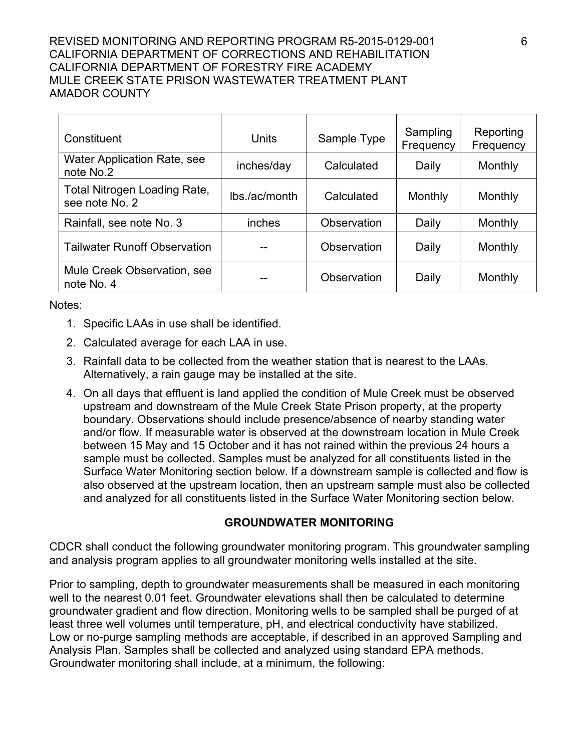| Constituent | Units | Sample Type | Sampling Frequency | Reporting Frequency |
|---|---|---|---|---|
| Water Application Rate, see note No.2 | inches/day | Calculated | Daily | Monthly |
| Total Nitrogen Loading Rate, see note No. 2 | lbs./ac/month | Calculated | Monthly | Monthly |
| Rainfall, see note No. 3 | inches | Observation | Daily | Monthly |
| Tailwater Runoff Observation | -- | Observation | Daily | Monthly |
| Mule Creek Observation, see note No. 4 | -- | Observation | Daily | Monthly |

Notes:

1. Specific LAAs in use shall be identified.
2. Calculated average for each LAA in use.
3. Rainfall data to be collected from the weather station that is nearest to the LAAs. Alternatively, a rain gauge may be installed at the site.
4. On all days that effluent is land applied the condition of Mule Creek must be observed upstream and downstream of the Mule Creek State Prison property, at the property boundary. Observations should include presence/absence of nearby standing water and/or flow. If measurable water is observed at the downstream location in Mule Creek between 15 May and 15 October and it has not rained within the previous 24 hours a sample must be collected. Samples must be analyzed for all constituents listed in the Surface Water Monitoring section below. If a downstream sample is collected and flow is also observed at the upstream location, then an upstream sample must also be collected and analyzed for all constituents listed in the Surface Water Monitoring section below.

## GROUNDWATER MONITORING

CDCR shall conduct the following groundwater monitoring program. This groundwater sampling and analysis program applies to all groundwater monitoring wells installed at the site.

Prior to sampling, depth to groundwater measurements shall be measured in each monitoring well to the nearest 0.01 feet. Groundwater elevations shall then be calculated to determine groundwater gradient and flow direction. Monitoring wells to be sampled shall be purged of at least three well volumes until temperature, pH, and electrical conductivity have stabilized. Low or no-purge sampling methods are acceptable, if described in an approved Sampling and Analysis Plan. Samples shall be collected and analyzed using standard EPA methods. Groundwater monitoring shall include, at a minimum, the following: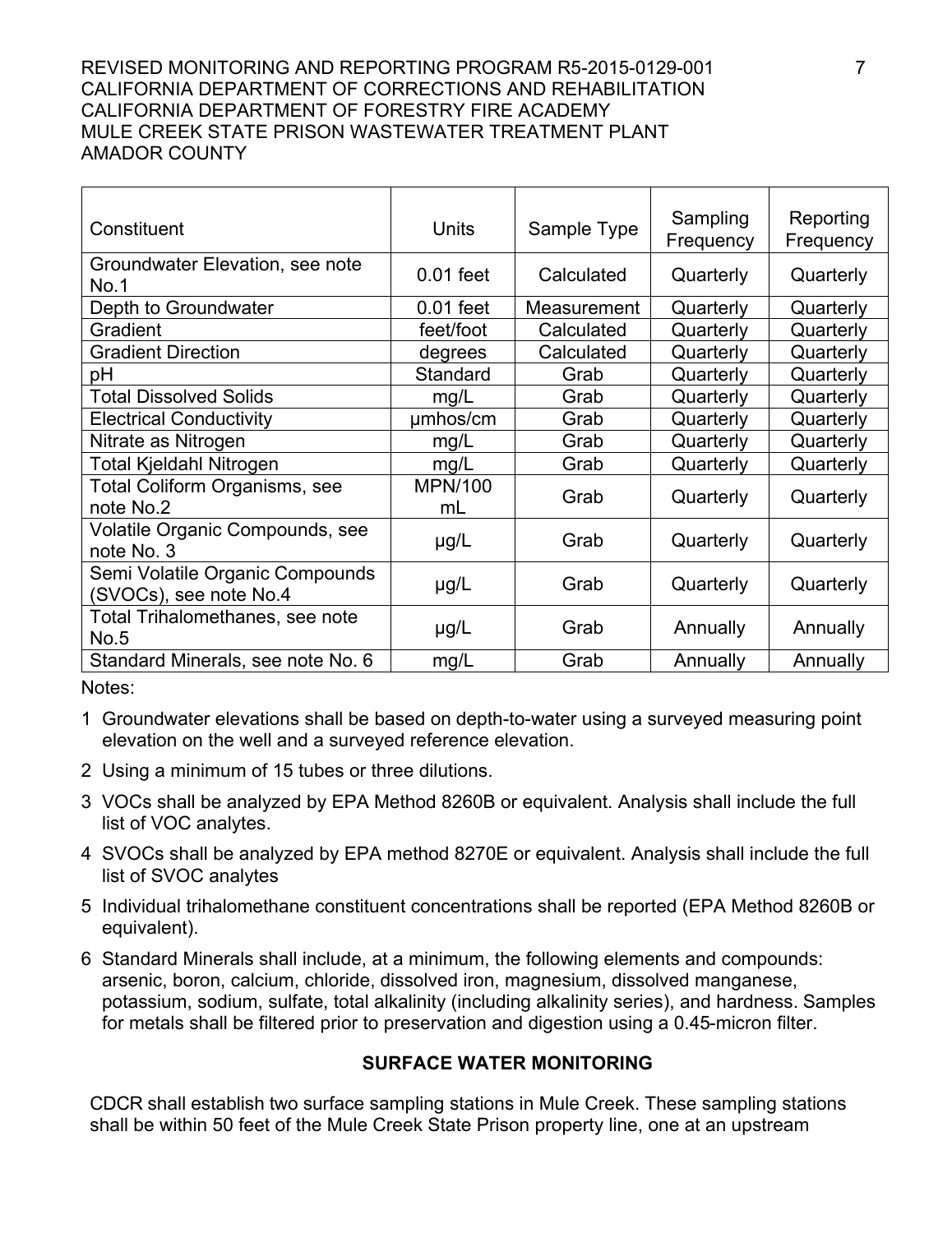| Constituent | Units | Sample Type | Sampling Frequency | Reporting Frequency |
|---|---|---|---|---|
| Groundwater Elevation, see note No.1 | 0.01 feet | Calculated | Quarterly | Quarterly |
| Depth to Groundwater | 0.01 feet | Measurement | Quarterly | Quarterly |
| Gradient | feet/foot | Calculated | Quarterly | Quarterly |
| Gradient Direction | degrees | Calculated | Quarterly | Quarterly |
| pH | Standard | Grab | Quarterly | Quarterly |
| Total Dissolved Solids | mg/L | Grab | Quarterly | Quarterly |
| Electrical Conductivity | µmhos/cm | Grab | Quarterly | Quarterly |
| Nitrate as Nitrogen | mg/L | Grab | Quarterly | Quarterly |
| Total Kjeldahl Nitrogen | mg/L | Grab | Quarterly | Quarterly |
| Total Coliform Organisms, see note No.2 | MPN/100 mL | Grab | Quarterly | Quarterly |
| Volatile Organic Compounds, see note No. 3 | µg/L | Grab | Quarterly | Quarterly |
| Semi Volatile Organic Compounds (SVOCs), see note No.4 | µg/L | Grab | Quarterly | Quarterly |
| Total Trihalomethanes, see note No.5 | µg/L | Grab | Annually | Annually |
| Standard Minerals, see note No. 6 | mg/L | Grab | Annually | Annually |

Notes:

1 Groundwater elevations shall be based on depth-to-water using a surveyed measuring point elevation on the well and a surveyed reference elevation.

2 Using a minimum of 15 tubes or three dilutions.

3 VOCs shall be analyzed by EPA Method 8260B or equivalent. Analysis shall include the full list of VOC analytes.

4 SVOCs shall be analyzed by EPA method 8270E or equivalent. Analysis shall include the full list of SVOC analytes

5 Individual trihalomethane constituent concentrations shall be reported (EPA Method 8260B or equivalent).

6 Standard Minerals shall include, at a minimum, the following elements and compounds: arsenic, boron, calcium, chloride, dissolved iron, magnesium, dissolved manganese, potassium, sodium, sulfate, total alkalinity (including alkalinity series), and hardness. Samples for metals shall be filtered prior to preservation and digestion using a 0.45-micron filter.

## SURFACE WATER MONITORING

CDCR shall establish two surface sampling stations in Mule Creek. These sampling stations shall be within 50 feet of the Mule Creek State Prison property line, one at an upstream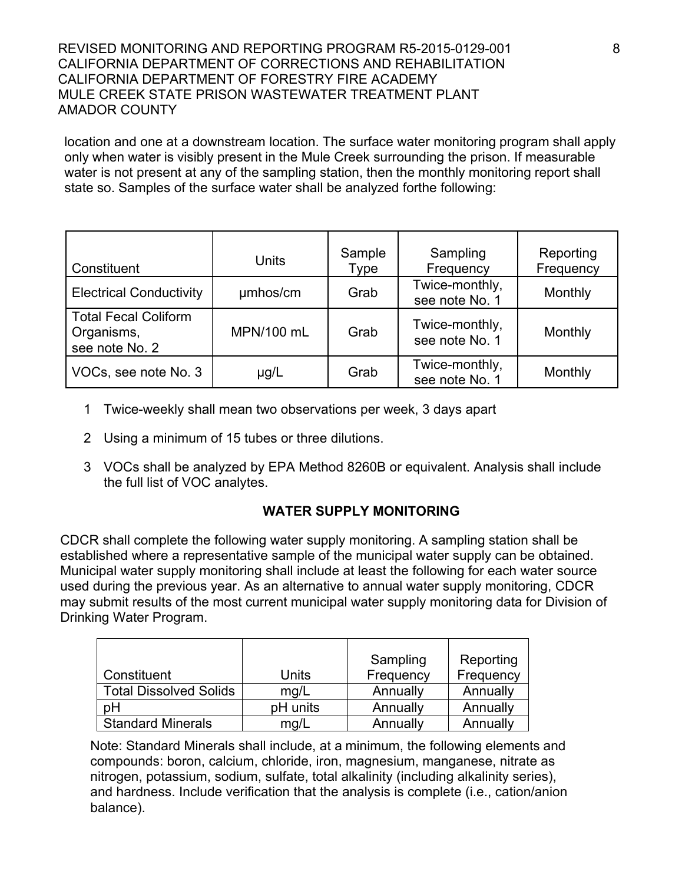location and one at a downstream location. The surface water monitoring program shall apply only when water is visibly present in the Mule Creek surrounding the prison. If measurable water is not present at any of the sampling station, then the monthly monitoring report shall state so. Samples of the surface water shall be analyzed forthe following:

| Constituent | Units | Sample Type | Sampling Frequency | Reporting Frequency |
|---|---|---|---|---|
| Electrical Conductivity | µmhos/cm | Grab | Twice-monthly, see note No. 1 | Monthly |
| Total Fecal Coliform Organisms, see note No. 2 | MPN/100 mL | Grab | Twice-monthly, see note No. 1 | Monthly |
| VOCs, see note No. 3 | µg/L | Grab | Twice-monthly, see note No. 1 | Monthly |

1 Twice-weekly shall mean two observations per week, 3 days apart

2 Using a minimum of 15 tubes or three dilutions.

3 VOCs shall be analyzed by EPA Method 8260B or equivalent. Analysis shall include the full list of VOC analytes.

## WATER SUPPLY MONITORING

CDCR shall complete the following water supply monitoring. A sampling station shall be established where a representative sample of the municipal water supply can be obtained. Municipal water supply monitoring shall include at least the following for each water source used during the previous year. As an alternative to annual water supply monitoring, CDCR may submit results of the most current municipal water supply monitoring data for Division of Drinking Water Program.

| Constituent | Units | Sampling Frequency | Reporting Frequency |
|---|---|---|---|
| Total Dissolved Solids | mg/L | Annually | Annually |
| pH | pH units | Annually | Annually |
| Standard Minerals | mg/L | Annually | Annually |

Note: Standard Minerals shall include, at a minimum, the following elements and compounds: boron, calcium, chloride, iron, magnesium, manganese, nitrate as nitrogen, potassium, sodium, sulfate, total alkalinity (including alkalinity series), and hardness. Include verification that the analysis is complete (i.e., cation/anion balance).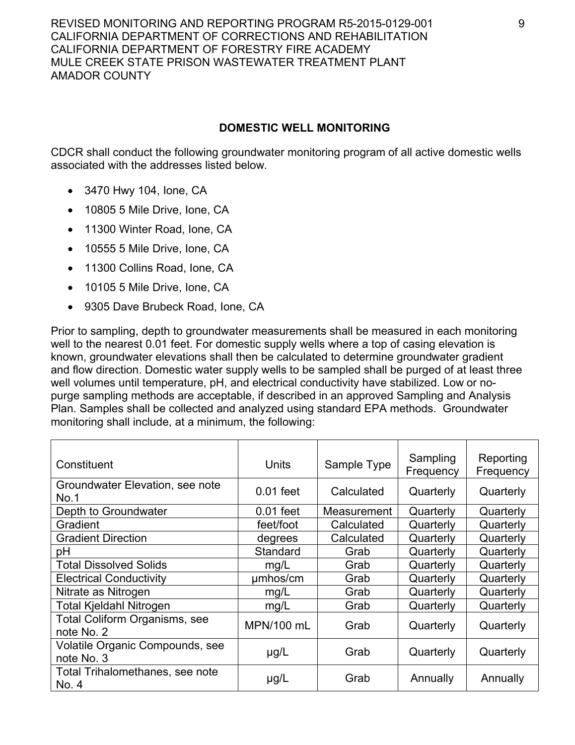## DOMESTIC WELL MONITORING

CDCR shall conduct the following groundwater monitoring program of all active domestic wells associated with the addresses listed below.

- 3470 Hwy 104, Ione, CA
- 10805 5 Mile Drive, Ione, CA
- 11300 Winter Road, Ione, CA
- 10555 5 Mile Drive, Ione, CA
- 11300 Collins Road, Ione, CA
- 10105 5 Mile Drive, Ione, CA
- 9305 Dave Brubeck Road, Ione, CA

Prior to sampling, depth to groundwater measurements shall be measured in each monitoring well to the nearest 0.01 feet. For domestic supply wells where a top of casing elevation is known, groundwater elevations shall then be calculated to determine groundwater gradient and flow direction. Domestic water supply wells to be sampled shall be purged of at least three well volumes until temperature, pH, and electrical conductivity have stabilized. Low or no-purge sampling methods are acceptable, if described in an approved Sampling and Analysis Plan. Samples shall be collected and analyzed using standard EPA methods. Groundwater monitoring shall include, at a minimum, the following:

| Constituent | Units | Sample Type | Sampling Frequency | Reporting Frequency |
|---|---|---|---|---|
| Groundwater Elevation, see note No.1 | 0.01 feet | Calculated | Quarterly | Quarterly |
| Depth to Groundwater | 0.01 feet | Measurement | Quarterly | Quarterly |
| Gradient | feet/foot | Calculated | Quarterly | Quarterly |
| Gradient Direction | degrees | Calculated | Quarterly | Quarterly |
| pH | Standard | Grab | Quarterly | Quarterly |
| Total Dissolved Solids | mg/L | Grab | Quarterly | Quarterly |
| Electrical Conductivity | µmhos/cm | Grab | Quarterly | Quarterly |
| Nitrate as Nitrogen | mg/L | Grab | Quarterly | Quarterly |
| Total Kjeldahl Nitrogen | mg/L | Grab | Quarterly | Quarterly |
| Total Coliform Organisms, see note No. 2 | MPN/100 mL | Grab | Quarterly | Quarterly |
| Volatile Organic Compounds, see note No. 3 | µg/L | Grab | Quarterly | Quarterly |
| Total Trihalomethanes, see note No. 4 | µg/L | Grab | Annually | Annually |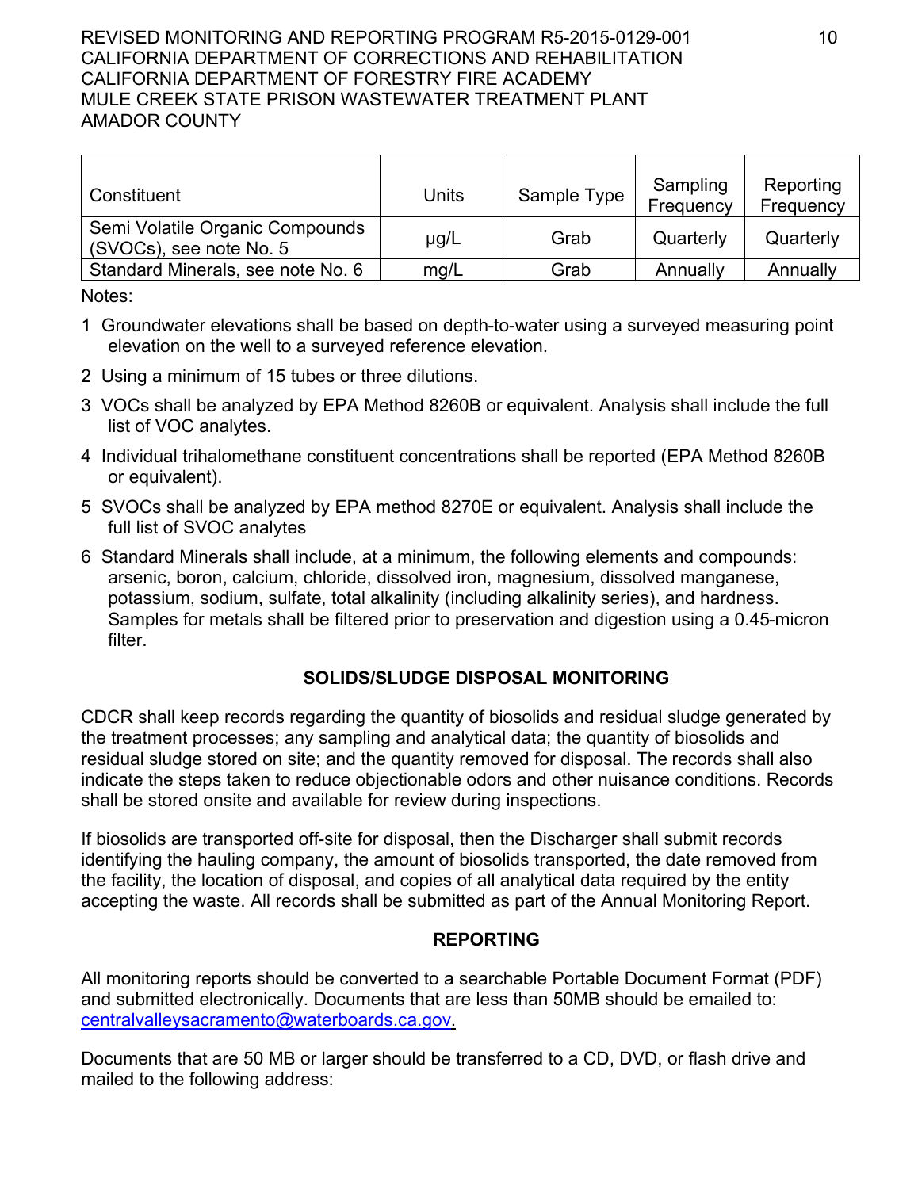| Constituent | Units | Sample Type | Sampling Frequency | Reporting Frequency |
|---|---|---|---|---|
| Semi Volatile Organic Compounds (SVOCs), see note No. 5 | µg/L | Grab | Quarterly | Quarterly |
| Standard Minerals, see note No. 6 | mg/L | Grab | Annually | Annually |

Notes:

1 Groundwater elevations shall be based on depth-to-water using a surveyed measuring point elevation on the well to a surveyed reference elevation.

2 Using a minimum of 15 tubes or three dilutions.

3 VOCs shall be analyzed by EPA Method 8260B or equivalent. Analysis shall include the full list of VOC analytes.

4 Individual trihalomethane constituent concentrations shall be reported (EPA Method 8260B or equivalent).

5 SVOCs shall be analyzed by EPA method 8270E or equivalent. Analysis shall include the full list of SVOC analytes

6 Standard Minerals shall include, at a minimum, the following elements and compounds: arsenic, boron, calcium, chloride, dissolved iron, magnesium, dissolved manganese, potassium, sodium, sulfate, total alkalinity (including alkalinity series), and hardness. Samples for metals shall be filtered prior to preservation and digestion using a 0.45-micron filter.

## SOLIDS/SLUDGE DISPOSAL MONITORING

CDCR shall keep records regarding the quantity of biosolids and residual sludge generated by the treatment processes; any sampling and analytical data; the quantity of biosolids and residual sludge stored on site; and the quantity removed for disposal. The records shall also indicate the steps taken to reduce objectionable odors and other nuisance conditions. Records shall be stored onsite and available for review during inspections.

If biosolids are transported off-site for disposal, then the Discharger shall submit records identifying the hauling company, the amount of biosolids transported, the date removed from the facility, the location of disposal, and copies of all analytical data required by the entity accepting the waste. All records shall be submitted as part of the Annual Monitoring Report.

## REPORTING

All monitoring reports should be converted to a searchable Portable Document Format (PDF) and submitted electronically. Documents that are less than 50MB should be emailed to: centralvalleysacramento@waterboards.ca.gov.

Documents that are 50 MB or larger should be transferred to a CD, DVD, or flash drive and mailed to the following address: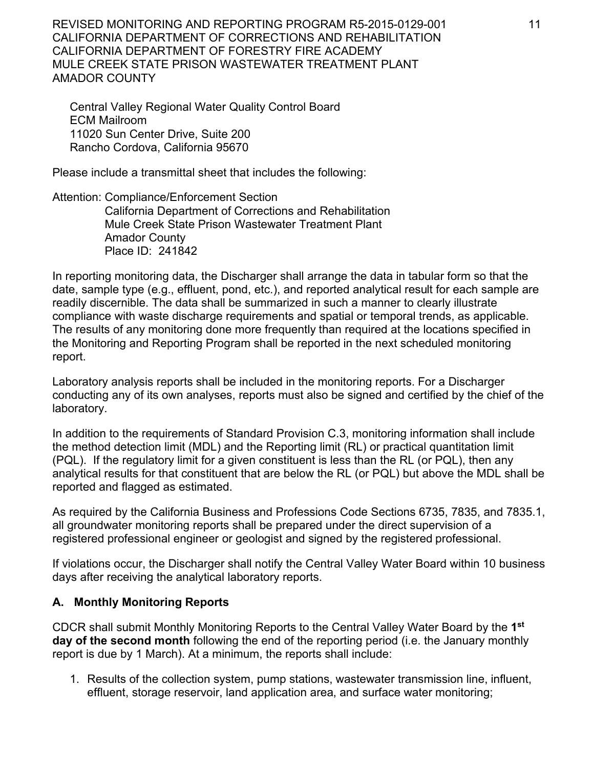Central Valley Regional Water Quality Control Board
ECM Mailroom
11020 Sun Center Drive, Suite 200
Rancho Cordova, California 95670

Please include a transmittal sheet that includes the following:

Attention: Compliance/Enforcement Section
California Department of Corrections and Rehabilitation
Mule Creek State Prison Wastewater Treatment Plant
Amador County
Place ID: 241842

In reporting monitoring data, the Discharger shall arrange the data in tabular form so that the date, sample type (e.g., effluent, pond, etc.), and reported analytical result for each sample are readily discernible. The data shall be summarized in such a manner to clearly illustrate compliance with waste discharge requirements and spatial or temporal trends, as applicable. The results of any monitoring done more frequently than required at the locations specified in the Monitoring and Reporting Program shall be reported in the next scheduled monitoring report.

Laboratory analysis reports shall be included in the monitoring reports. For a Discharger conducting any of its own analyses, reports must also be signed and certified by the chief of the laboratory.

In addition to the requirements of Standard Provision C.3, monitoring information shall include the method detection limit (MDL) and the Reporting limit (RL) or practical quantitation limit (PQL). If the regulatory limit for a given constituent is less than the RL (or PQL), then any analytical results for that constituent that are below the RL (or PQL) but above the MDL shall be reported and flagged as estimated.

As required by the California Business and Professions Code Sections 6735, 7835, and 7835.1, all groundwater monitoring reports shall be prepared under the direct supervision of a registered professional engineer or geologist and signed by the registered professional.

If violations occur, the Discharger shall notify the Central Valley Water Board within 10 business days after receiving the analytical laboratory reports.

### A. Monthly Monitoring Reports

CDCR shall submit Monthly Monitoring Reports to the Central Valley Water Board by the **1st day of the second month** following the end of the reporting period (i.e. the January monthly report is due by 1 March). At a minimum, the reports shall include:

1. Results of the collection system, pump stations, wastewater transmission line, influent, effluent, storage reservoir, land application area, and surface water monitoring;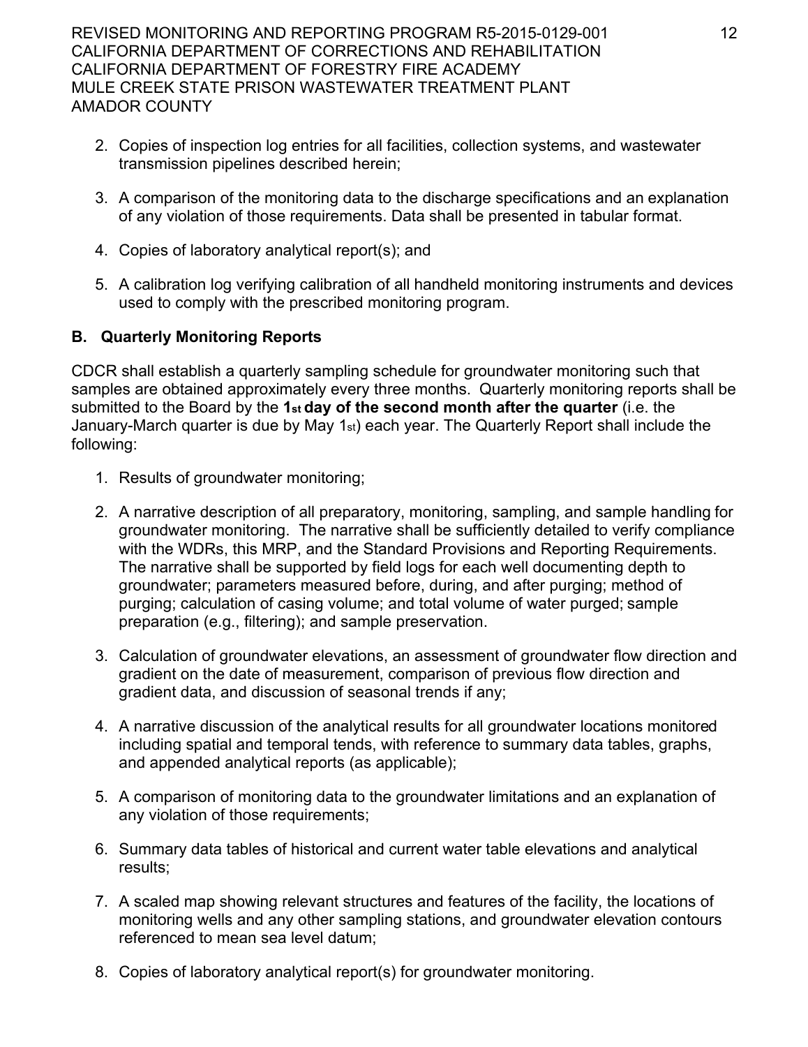2. Copies of inspection log entries for all facilities, collection systems, and wastewater transmission pipelines described herein;

3. A comparison of the monitoring data to the discharge specifications and an explanation of any violation of those requirements. Data shall be presented in tabular format.

4. Copies of laboratory analytical report(s); and

5. A calibration log verifying calibration of all handheld monitoring instruments and devices used to comply with the prescribed monitoring program.

### B. Quarterly Monitoring Reports

CDCR shall establish a quarterly sampling schedule for groundwater monitoring such that samples are obtained approximately every three months. Quarterly monitoring reports shall be submitted to the Board by the **1st day of the second month after the quarter** (i.e. the January-March quarter is due by May 1st) each year. The Quarterly Report shall include the following:

1. Results of groundwater monitoring;

2. A narrative description of all preparatory, monitoring, sampling, and sample handling for groundwater monitoring. The narrative shall be sufficiently detailed to verify compliance with the WDRs, this MRP, and the Standard Provisions and Reporting Requirements. The narrative shall be supported by field logs for each well documenting depth to groundwater; parameters measured before, during, and after purging; method of purging; calculation of casing volume; and total volume of water purged; sample preparation (e.g., filtering); and sample preservation.

3. Calculation of groundwater elevations, an assessment of groundwater flow direction and gradient on the date of measurement, comparison of previous flow direction and gradient data, and discussion of seasonal trends if any;

4. A narrative discussion of the analytical results for all groundwater locations monitored including spatial and temporal tends, with reference to summary data tables, graphs, and appended analytical reports (as applicable);

5. A comparison of monitoring data to the groundwater limitations and an explanation of any violation of those requirements;

6. Summary data tables of historical and current water table elevations and analytical results;

7. A scaled map showing relevant structures and features of the facility, the locations of monitoring wells and any other sampling stations, and groundwater elevation contours referenced to mean sea level datum;

8. Copies of laboratory analytical report(s) for groundwater monitoring.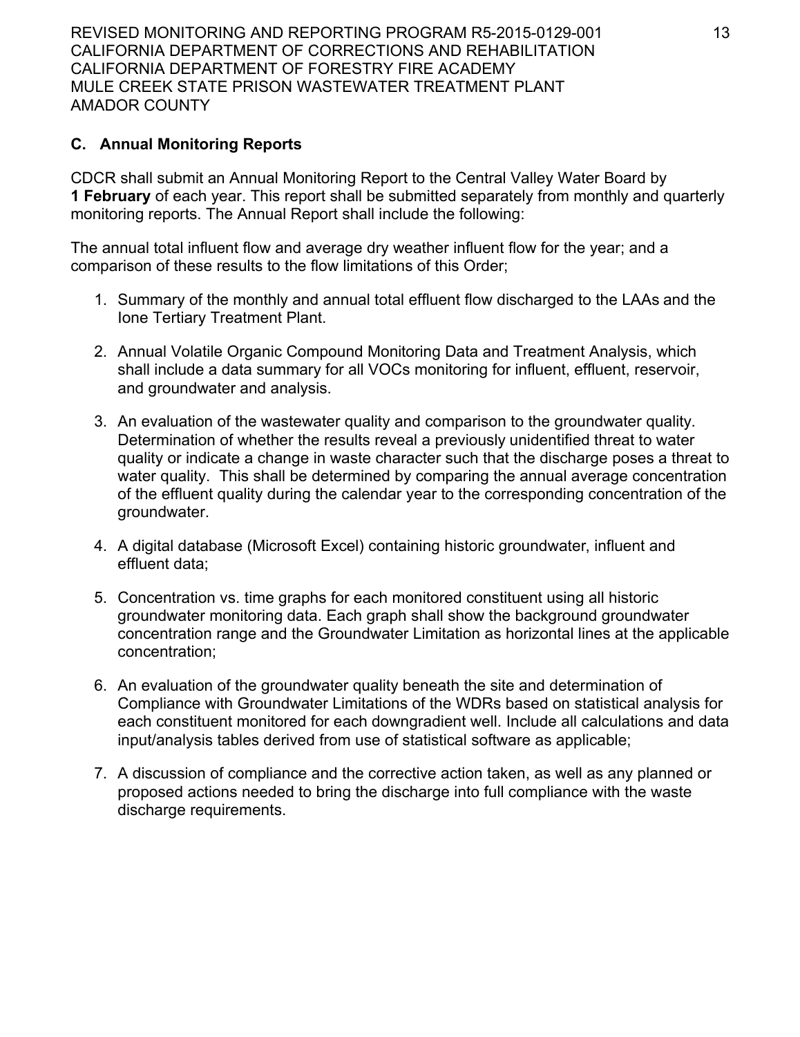### C. Annual Monitoring Reports

CDCR shall submit an Annual Monitoring Report to the Central Valley Water Board by **1 February** of each year. This report shall be submitted separately from monthly and quarterly monitoring reports. The Annual Report shall include the following:

The annual total influent flow and average dry weather influent flow for the year; and a comparison of these results to the flow limitations of this Order;

1. Summary of the monthly and annual total effluent flow discharged to the LAAs and the Ione Tertiary Treatment Plant.
2. Annual Volatile Organic Compound Monitoring Data and Treatment Analysis, which shall include a data summary for all VOCs monitoring for influent, effluent, reservoir, and groundwater and analysis.
3. An evaluation of the wastewater quality and comparison to the groundwater quality. Determination of whether the results reveal a previously unidentified threat to water quality or indicate a change in waste character such that the discharge poses a threat to water quality. This shall be determined by comparing the annual average concentration of the effluent quality during the calendar year to the corresponding concentration of the groundwater.
4. A digital database (Microsoft Excel) containing historic groundwater, influent and effluent data;
5. Concentration vs. time graphs for each monitored constituent using all historic groundwater monitoring data. Each graph shall show the background groundwater concentration range and the Groundwater Limitation as horizontal lines at the applicable concentration;
6. An evaluation of the groundwater quality beneath the site and determination of Compliance with Groundwater Limitations of the WDRs based on statistical analysis for each constituent monitored for each downgradient well. Include all calculations and data input/analysis tables derived from use of statistical software as applicable;
7. A discussion of compliance and the corrective action taken, as well as any planned or proposed actions needed to bring the discharge into full compliance with the waste discharge requirements.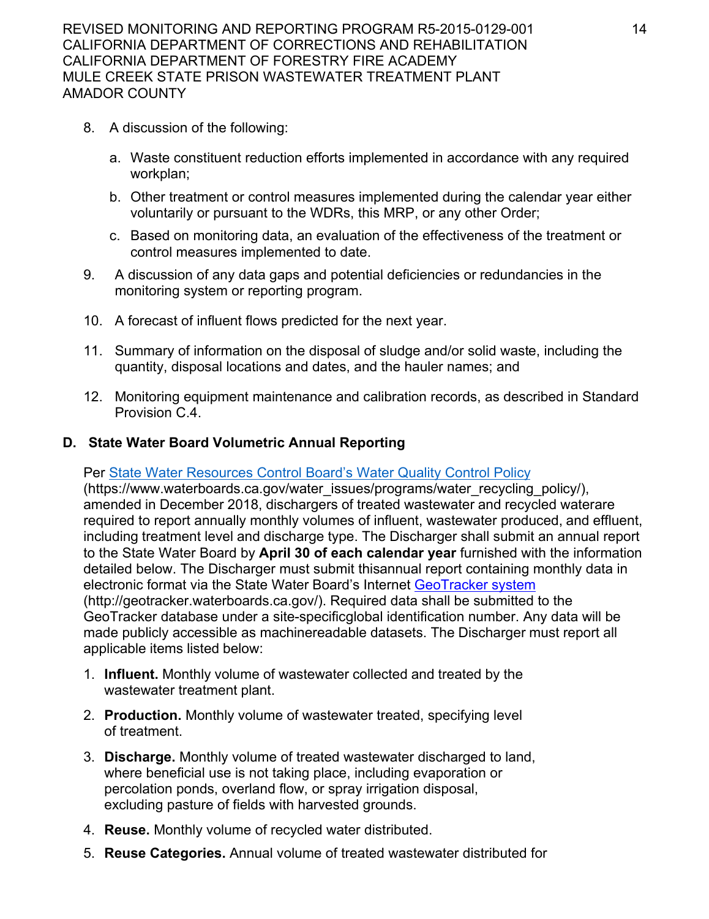8. A discussion of the following:

   a. Waste constituent reduction efforts implemented in accordance with any required workplan;

   b. Other treatment or control measures implemented during the calendar year either voluntarily or pursuant to the WDRs, this MRP, or any other Order;

   c. Based on monitoring data, an evaluation of the effectiveness of the treatment or control measures implemented to date.

9. A discussion of any data gaps and potential deficiencies or redundancies in the monitoring system or reporting program.

10. A forecast of influent flows predicted for the next year.

11. Summary of information on the disposal of sludge and/or solid waste, including the quantity, disposal locations and dates, and the hauler names; and

12. Monitoring equipment maintenance and calibration records, as described in Standard Provision C.4.

### D. State Water Board Volumetric Annual Reporting

Per [State Water Resources Control Board's Water Quality Control Policy](https://www.waterboards.ca.gov/water_issues/programs/water_recycling_policy/) (https://www.waterboards.ca.gov/water_issues/programs/water_recycling_policy/), amended in December 2018, dischargers of treated wastewater and recycled waterare required to report annually monthly volumes of influent, wastewater produced, and effluent, including treatment level and discharge type. The Discharger shall submit an annual report to the State Water Board by **April 30 of each calendar year** furnished with the information detailed below. The Discharger must submit thisannual report containing monthly data in electronic format via the State Water Board's Internet [GeoTracker system](http://geotracker.waterboards.ca.gov/) (http://geotracker.waterboards.ca.gov/). Required data shall be submitted to the GeoTracker database under a site-specificglobal identification number. Any data will be made publicly accessible as machinereadable datasets. The Discharger must report all applicable items listed below:

1. **Influent.** Monthly volume of wastewater collected and treated by the wastewater treatment plant.

2. **Production.** Monthly volume of wastewater treated, specifying level of treatment.

3. **Discharge.** Monthly volume of treated wastewater discharged to land, where beneficial use is not taking place, including evaporation or percolation ponds, overland flow, or spray irrigation disposal, excluding pasture of fields with harvested grounds.

4. **Reuse.** Monthly volume of recycled water distributed.

5. **Reuse Categories.** Annual volume of treated wastewater distributed for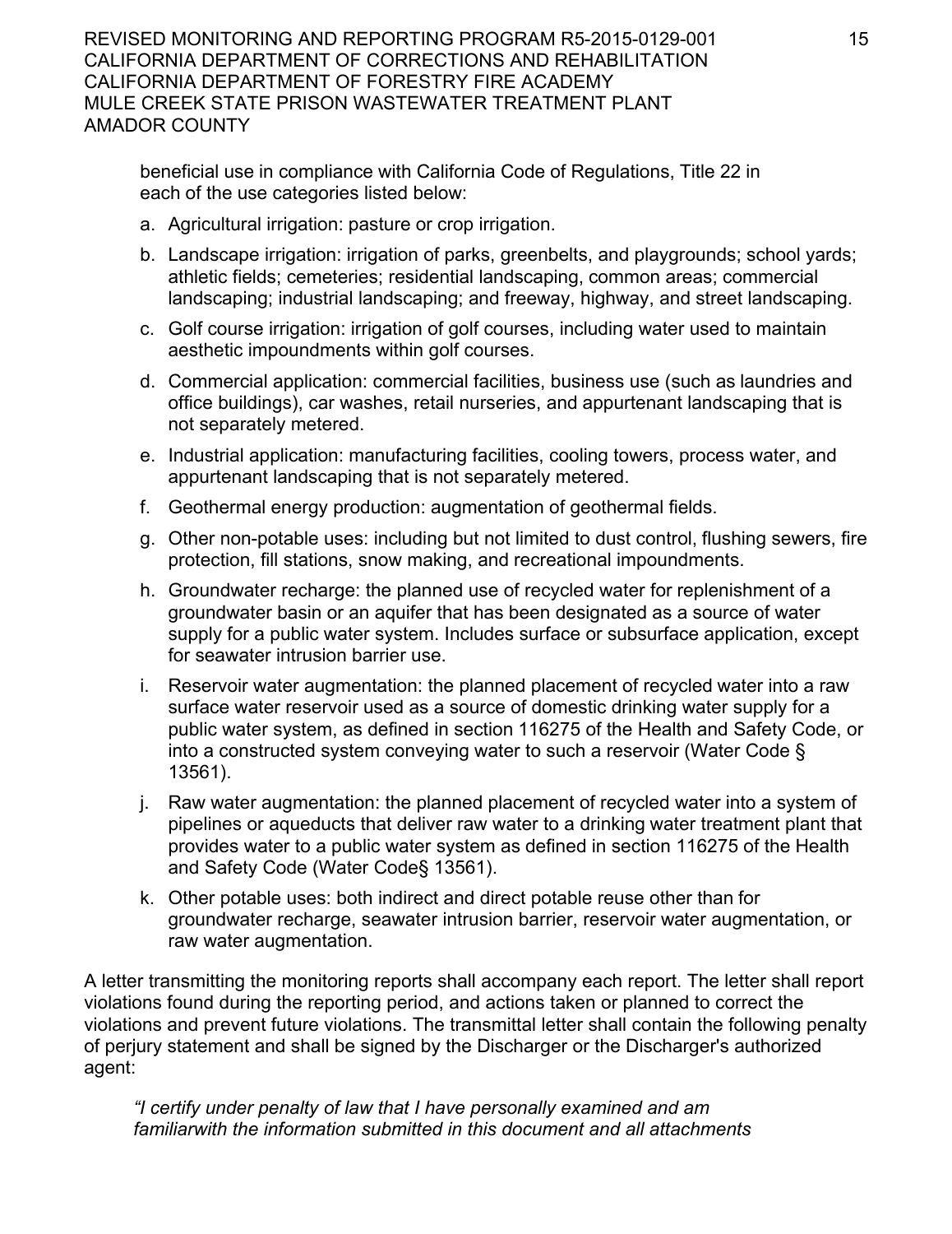beneficial use in compliance with California Code of Regulations, Title 22 in each of the use categories listed below:

a. Agricultural irrigation: pasture or crop irrigation.

b. Landscape irrigation: irrigation of parks, greenbelts, and playgrounds; school yards; athletic fields; cemeteries; residential landscaping, common areas; commercial landscaping; industrial landscaping; and freeway, highway, and street landscaping.

c. Golf course irrigation: irrigation of golf courses, including water used to maintain aesthetic impoundments within golf courses.

d. Commercial application: commercial facilities, business use (such as laundries and office buildings), car washes, retail nurseries, and appurtenant landscaping that is not separately metered.

e. Industrial application: manufacturing facilities, cooling towers, process water, and appurtenant landscaping that is not separately metered.

f. Geothermal energy production: augmentation of geothermal fields.

g. Other non-potable uses: including but not limited to dust control, flushing sewers, fire protection, fill stations, snow making, and recreational impoundments.

h. Groundwater recharge: the planned use of recycled water for replenishment of a groundwater basin or an aquifer that has been designated as a source of water supply for a public water system. Includes surface or subsurface application, except for seawater intrusion barrier use.

i. Reservoir water augmentation: the planned placement of recycled water into a raw surface water reservoir used as a source of domestic drinking water supply for a public water system, as defined in section 116275 of the Health and Safety Code, or into a constructed system conveying water to such a reservoir (Water Code § 13561).

j. Raw water augmentation: the planned placement of recycled water into a system of pipelines or aqueducts that deliver raw water to a drinking water treatment plant that provides water to a public water system as defined in section 116275 of the Health and Safety Code (Water Code§ 13561).

k. Other potable uses: both indirect and direct potable reuse other than for groundwater recharge, seawater intrusion barrier, reservoir water augmentation, or raw water augmentation.

A letter transmitting the monitoring reports shall accompany each report. The letter shall report violations found during the reporting period, and actions taken or planned to correct the violations and prevent future violations. The transmittal letter shall contain the following penalty of perjury statement and shall be signed by the Discharger or the Discharger's authorized agent:

*"I certify under penalty of law that I have personally examined and am familiarwith the information submitted in this document and all attachments*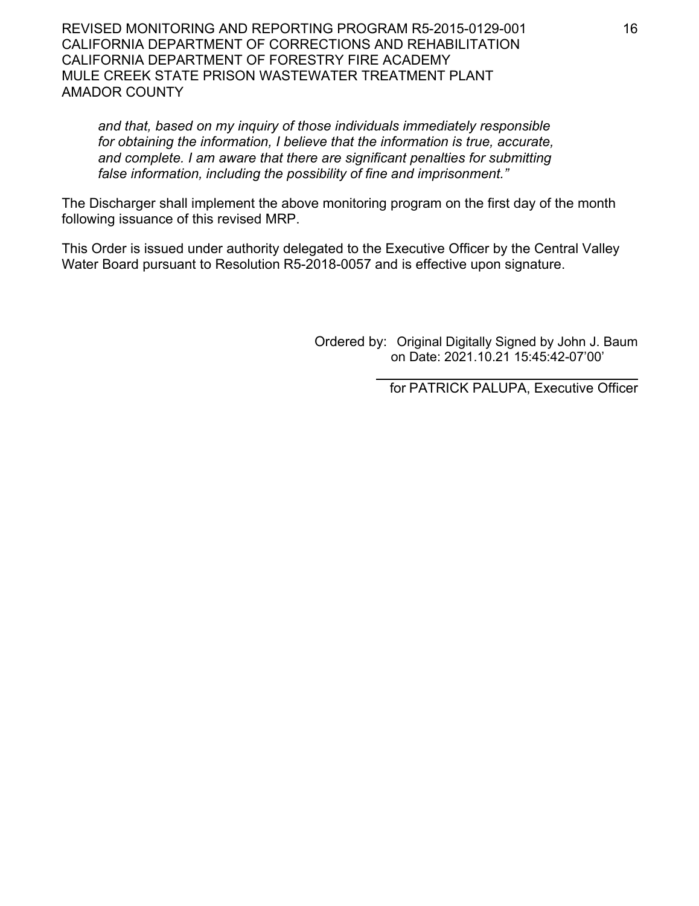*and that, based on my inquiry of those individuals immediately responsible for obtaining the information, I believe that the information is true, accurate, and complete. I am aware that there are significant penalties for submitting false information, including the possibility of fine and imprisonment."*

The Discharger shall implement the above monitoring program on the first day of the month following issuance of this revised MRP.

This Order is issued under authority delegated to the Executive Officer by the Central Valley Water Board pursuant to Resolution R5-2018-0057 and is effective upon signature.

Ordered by: Original Digitally Signed by John J. Baum on Date: 2021.10.21 15:45:42-07'00'

for PATRICK PALUPA, Executive Officer